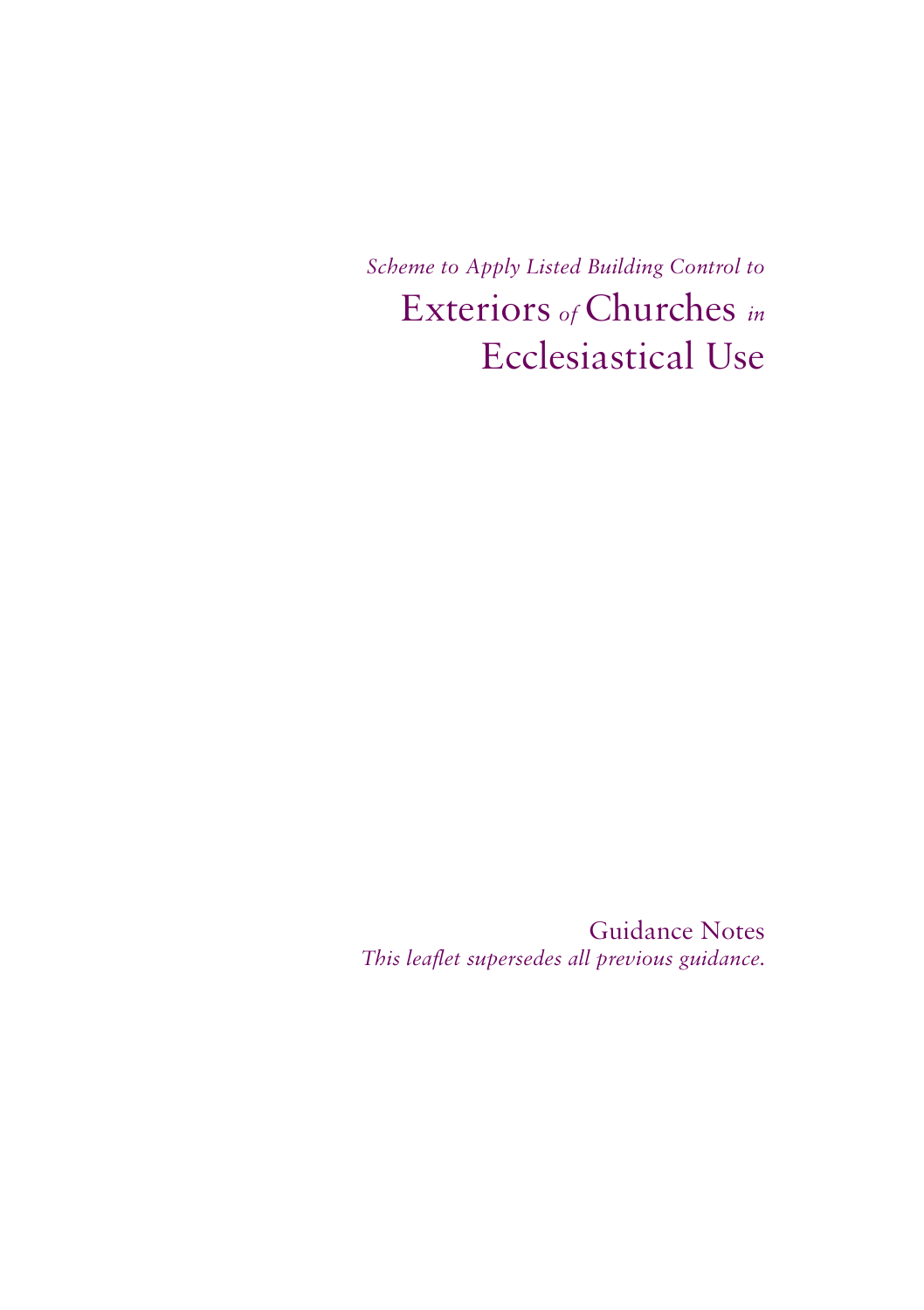*Scheme to Apply Listed Building Control to*

# Exteriors *of* Churches *in* Ecclesiastical Use

Guidance Notes

*This leaflet supersedes all previous guidance.*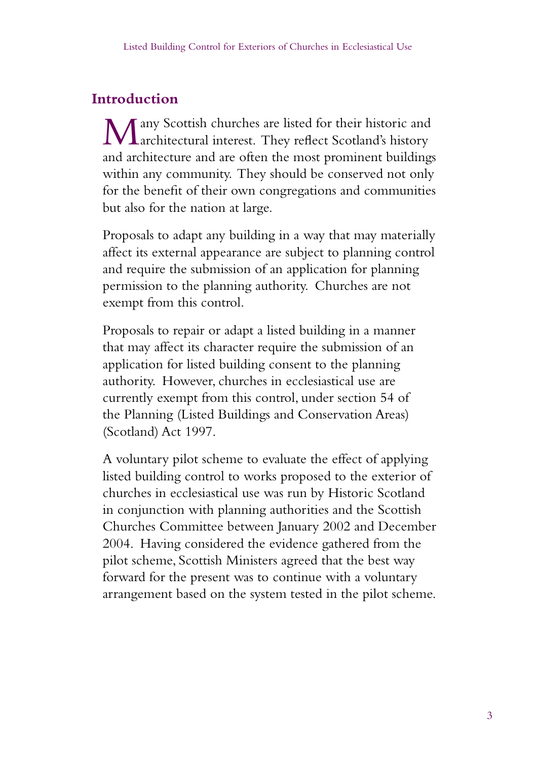## Introduction

Many Scottish churches are listed for their historic and architectural interest. They reflect Scotland's history and architecture and are often the most prominent buildings within any community. They should be conserved not only for the benefit of their own congregations and communities but also for the nation at large.

Proposals to adapt any building in a way that may materially affect its external appearance are subject to planning control and require the submission of an application for planning permission to the planning authority. Churches are not exempt from this control.

Proposals to repair or adapt a listed building in a manner that may affect its character require the submission of an application for listed building consent to the planning authority. However, churches in ecclesiastical use are currently exempt from this control, under section 54 of the Planning (Listed Buildings and Conservation Areas) (Scotland) Act 1997.

A voluntary pilot scheme to evaluate the effect of applying listed building control to works proposed to the exterior of churches in ecclesiastical use was run by Historic Scotland in conjunction with planning authorities and the Scottish Churches Committee between January 2002 and December 2004. Having considered the evidence gathered from the pilot scheme, Scottish Ministers agreed that the best way forward for the present was to continue with a voluntary arrangement based on the system tested in the pilot scheme.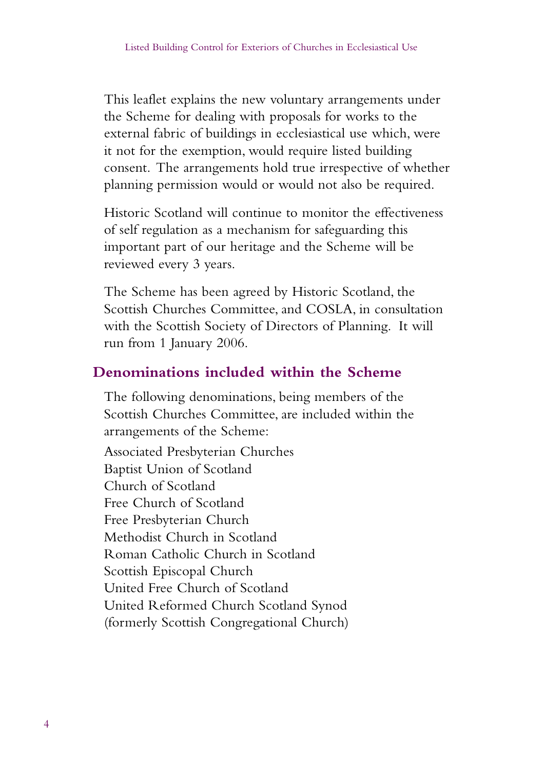This leaflet explains the new voluntary arrangements under the Scheme for dealing with proposals for works to the external fabric of buildings in ecclesiastical use which, were it not for the exemption, would require listed building consent. The arrangements hold true irrespective of whether planning permission would or would not also be required.

Historic Scotland will continue to monitor the effectiveness of self regulation as a mechanism for safeguarding this important part of our heritage and the Scheme will be reviewed every 3 years.

The Scheme has been agreed by Historic Scotland, the Scottish Churches Committee, and COSLA, in consultation with the Scottish Society of Directors of Planning. It will run from 1 January 2006.

## Denominations included within the Scheme

The following denominations, being members of the Scottish Churches Committee, are included within the arrangements of the Scheme:

Associated Presbyterian Churches
Baptist Union of Scotland
Church of Scotland
Free Church of Scotland
Free Presbyterian Church
Methodist Church in Scotland
Roman Catholic Church in Scotland
Scottish Episcopal Church
United Free Church of Scotland
United Reformed Church Scotland Synod
(formerly Scottish Congregational Church)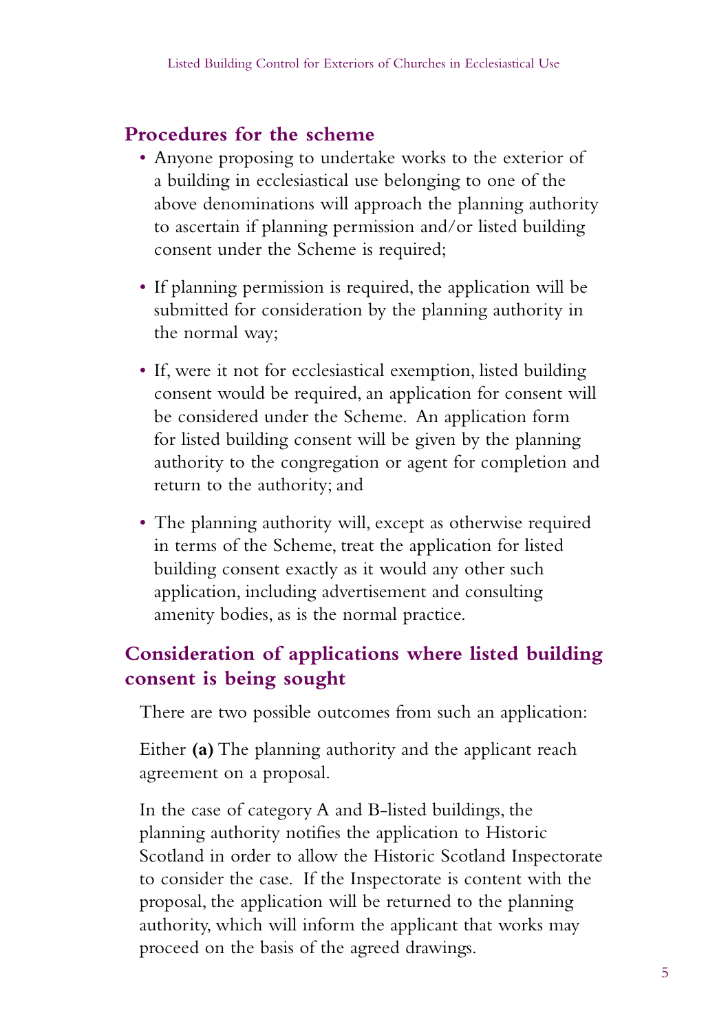## Procedures for the scheme

- Anyone proposing to undertake works to the exterior of a building in ecclesiastical use belonging to one of the above denominations will approach the planning authority to ascertain if planning permission and/or listed building consent under the Scheme is required;
- If planning permission is required, the application will be submitted for consideration by the planning authority in the normal way;
- If, were it not for ecclesiastical exemption, listed building consent would be required, an application for consent will be considered under the Scheme. An application form for listed building consent will be given by the planning authority to the congregation or agent for completion and return to the authority; and
- The planning authority will, except as otherwise required in terms of the Scheme, treat the application for listed building consent exactly as it would any other such application, including advertisement and consulting amenity bodies, as is the normal practice.

## Consideration of applications where listed building consent is being sought

There are two possible outcomes from such an application:

Either **(a)** The planning authority and the applicant reach agreement on a proposal.

In the case of category A and B-listed buildings, the planning authority notifies the application to Historic Scotland in order to allow the Historic Scotland Inspectorate to consider the case. If the Inspectorate is content with the proposal, the application will be returned to the planning authority, which will inform the applicant that works may proceed on the basis of the agreed drawings.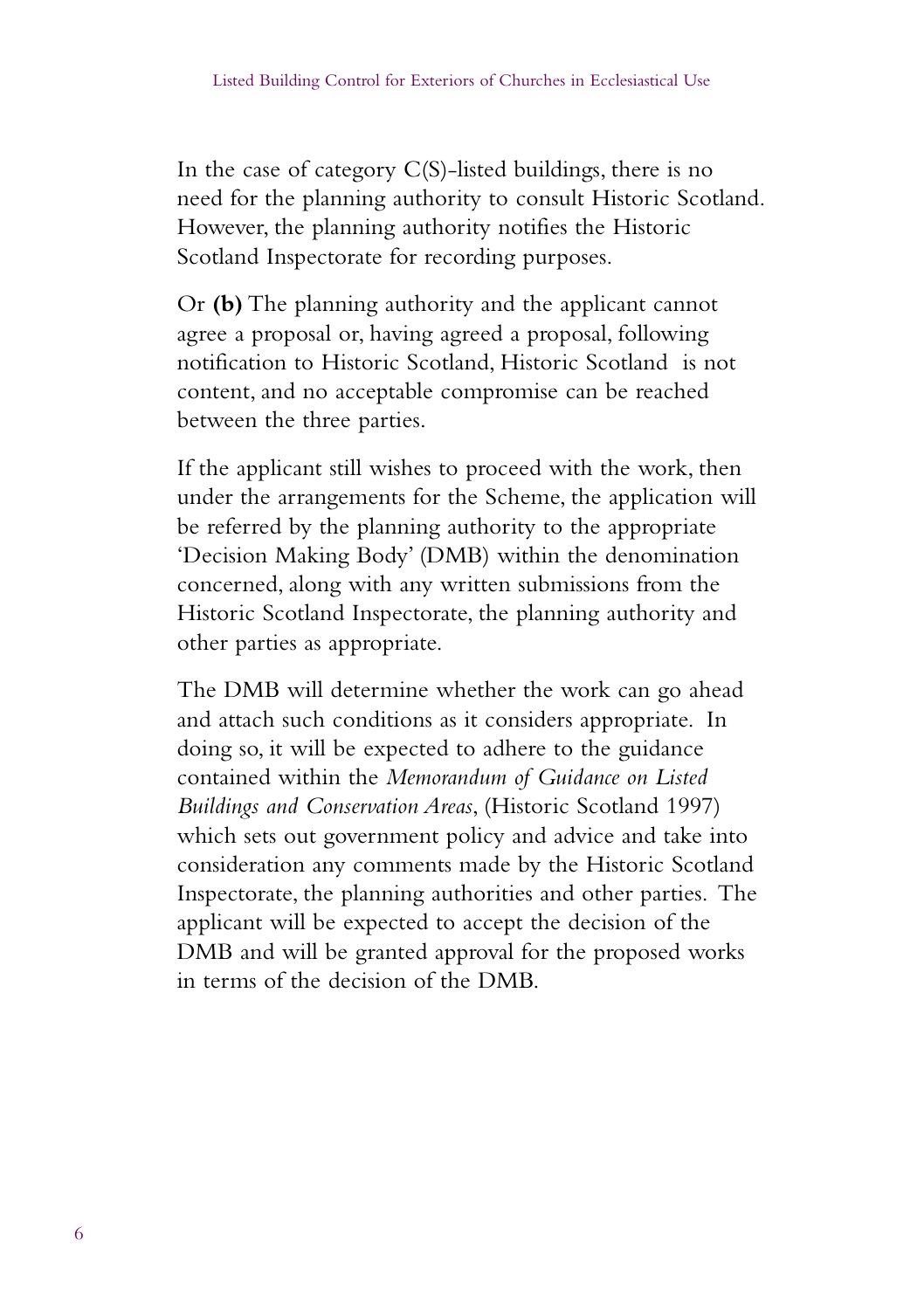In the case of category C(S)-listed buildings, there is no need for the planning authority to consult Historic Scotland. However, the planning authority notifies the Historic Scotland Inspectorate for recording purposes.

Or **(b)** The planning authority and the applicant cannot agree a proposal or, having agreed a proposal, following notification to Historic Scotland, Historic Scotland is not content, and no acceptable compromise can be reached between the three parties.

If the applicant still wishes to proceed with the work, then under the arrangements for the Scheme, the application will be referred by the planning authority to the appropriate 'Decision Making Body' (DMB) within the denomination concerned, along with any written submissions from the Historic Scotland Inspectorate, the planning authority and other parties as appropriate.

The DMB will determine whether the work can go ahead and attach such conditions as it considers appropriate. In doing so, it will be expected to adhere to the guidance contained within the *Memorandum of Guidance on Listed Buildings and Conservation Areas*, (Historic Scotland 1997) which sets out government policy and advice and take into consideration any comments made by the Historic Scotland Inspectorate, the planning authorities and other parties. The applicant will be expected to accept the decision of the DMB and will be granted approval for the proposed works in terms of the decision of the DMB.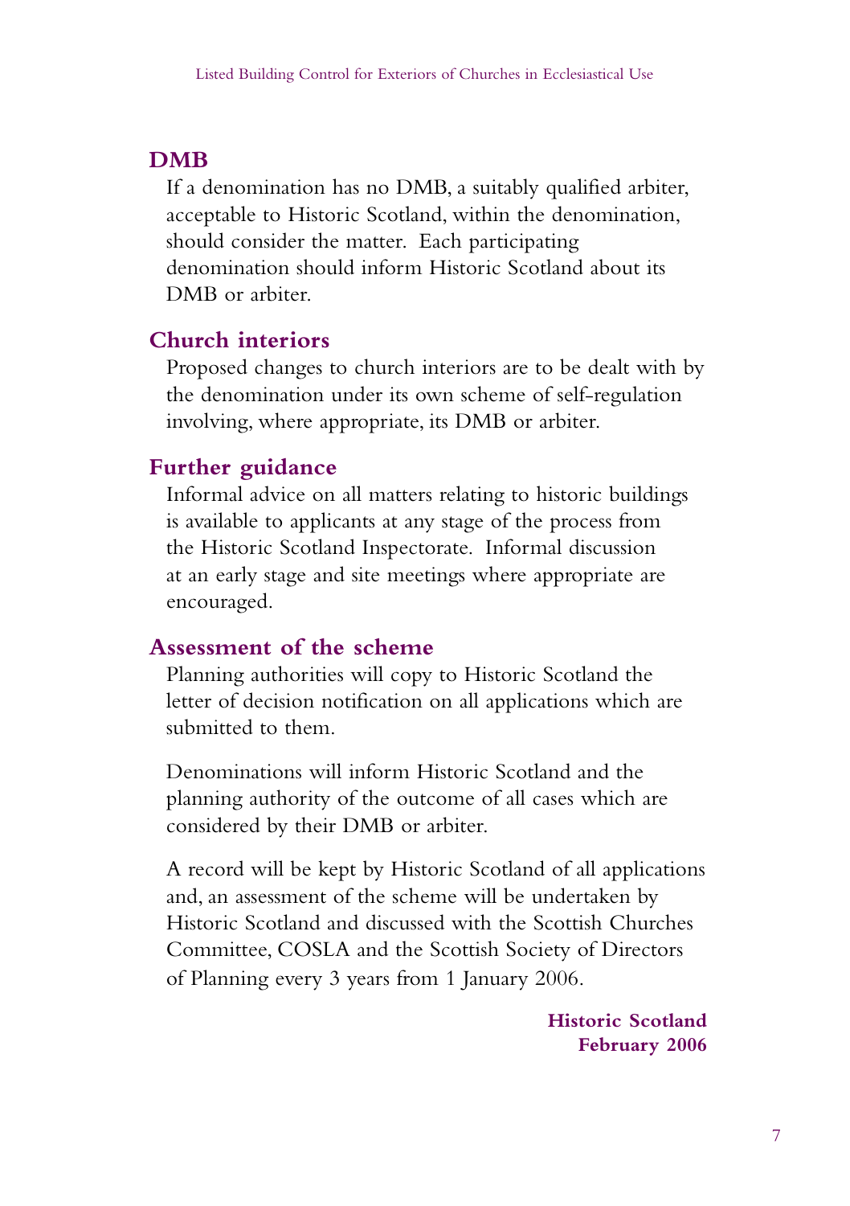## DMB

If a denomination has no DMB, a suitably qualified arbiter, acceptable to Historic Scotland, within the denomination, should consider the matter. Each participating denomination should inform Historic Scotland about its DMB or arbiter.

## Church interiors

Proposed changes to church interiors are to be dealt with by the denomination under its own scheme of self-regulation involving, where appropriate, its DMB or arbiter.

## Further guidance

Informal advice on all matters relating to historic buildings is available to applicants at any stage of the process from the Historic Scotland Inspectorate. Informal discussion at an early stage and site meetings where appropriate are encouraged.

## Assessment of the scheme

Planning authorities will copy to Historic Scotland the letter of decision notification on all applications which are submitted to them.

Denominations will inform Historic Scotland and the planning authority of the outcome of all cases which are considered by their DMB or arbiter.

A record will be kept by Historic Scotland of all applications and, an assessment of the scheme will be undertaken by Historic Scotland and discussed with the Scottish Churches Committee, COSLA and the Scottish Society of Directors of Planning every 3 years from 1 January 2006.

**Historic Scotland**
**February 2006**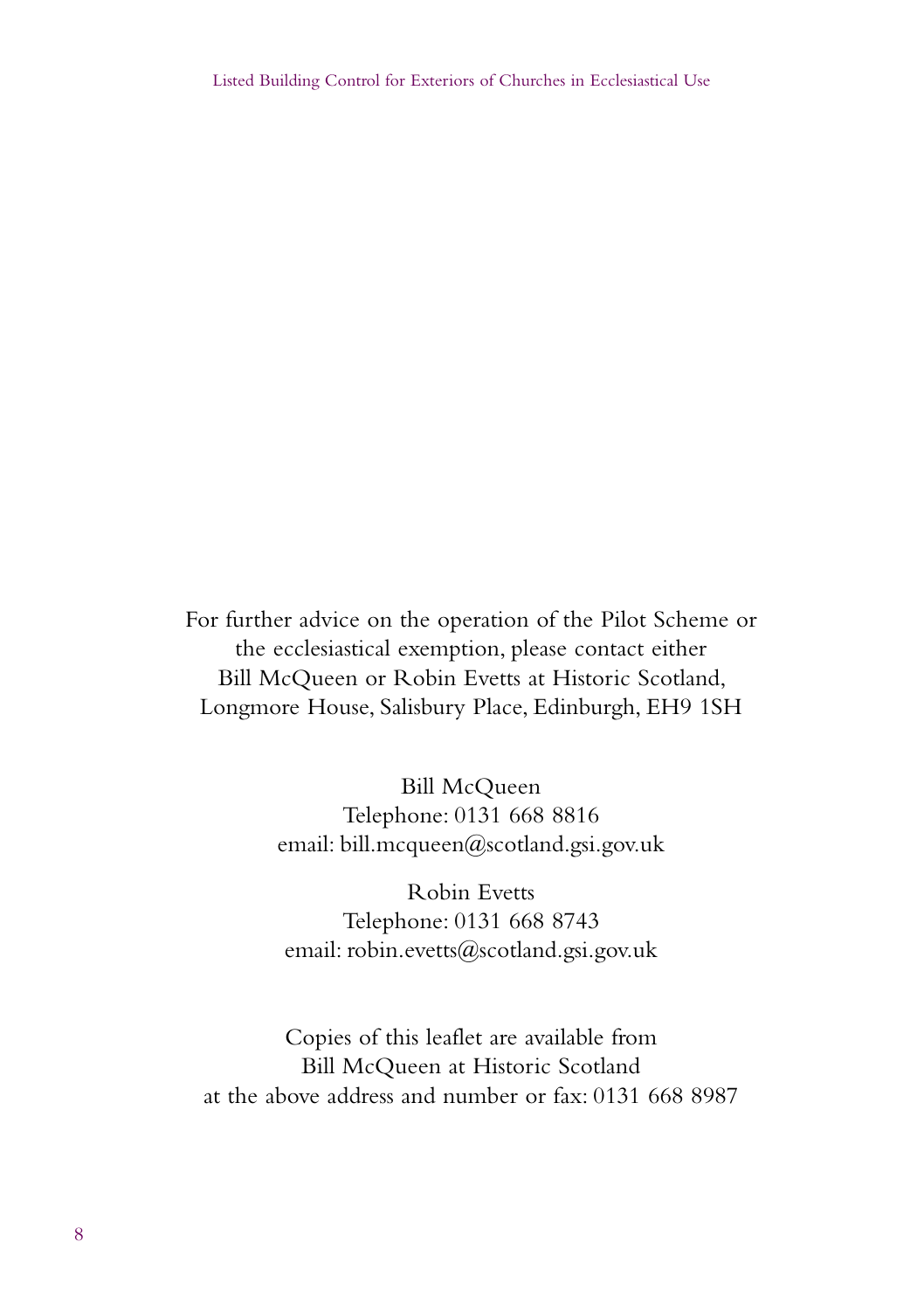For further advice on the operation of the Pilot Scheme or the ecclesiastical exemption, please contact either Bill McQueen or Robin Evetts at Historic Scotland, Longmore House, Salisbury Place, Edinburgh, EH9 1SH

Bill McQueen
Telephone: 0131 668 8816
email: bill.mcqueen@scotland.gsi.gov.uk

Robin Evetts
Telephone: 0131 668 8743
email: robin.evetts@scotland.gsi.gov.uk

Copies of this leaflet are available from Bill McQueen at Historic Scotland at the above address and number or fax: 0131 668 8987